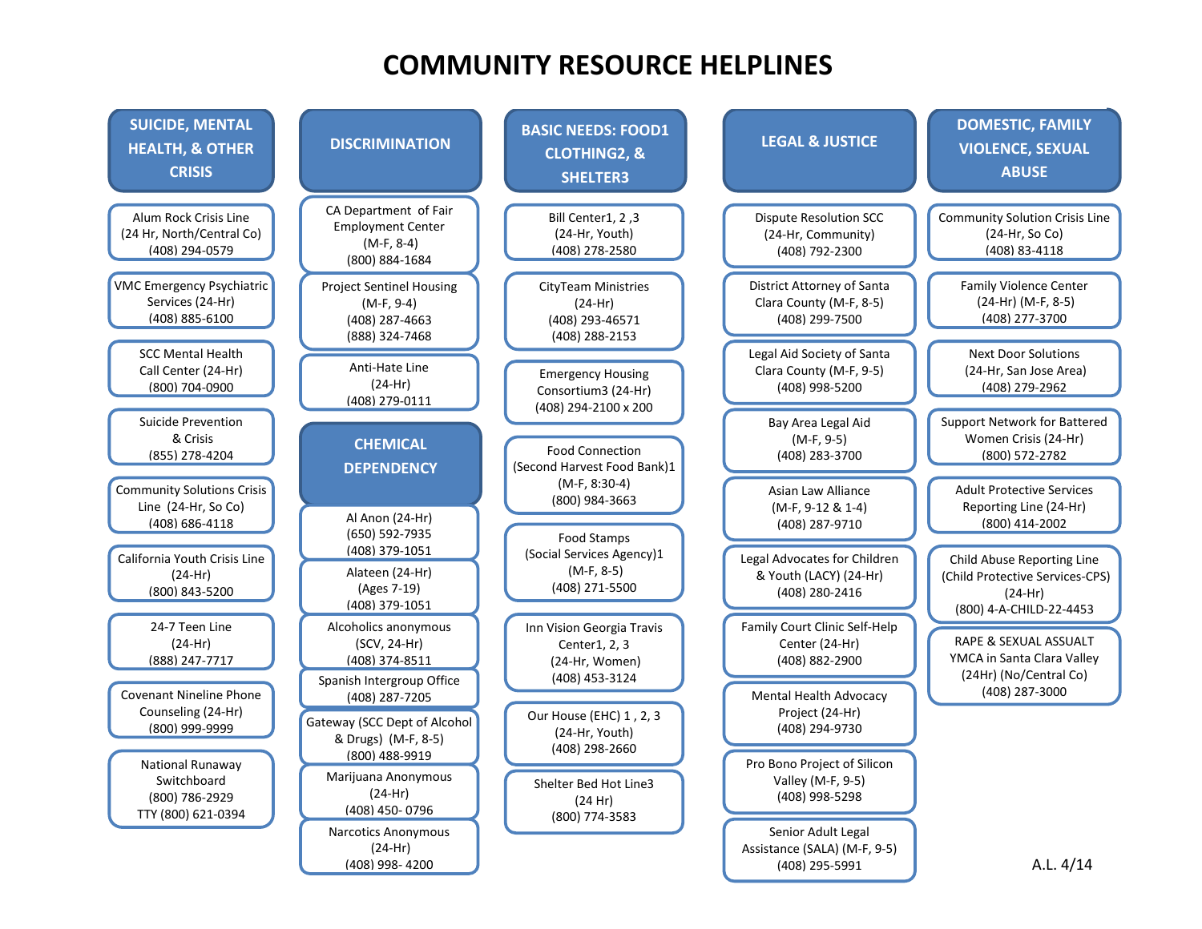# COMMUNITY RESOURCE HELPLINES

## SUICIDE, MENTAL HEALTH, & OTHER CRISIS

- Alum Rock Crisis Line (24 Hr, North/Central Co) (408) 294-0579
- VMC Emergency Psychiatric Services (24-Hr) (408) 885-6100
- SCC Mental Health Call Center (24-Hr) (800) 704-0900
- Suicide Prevention & Crisis (855) 278-4204
- Community Solutions Crisis Line (24-Hr, So Co) (408) 686-4118
- California Youth Crisis Line (24-Hr) (800) 843-5200
- 24-7 Teen Line (24-Hr) (888) 247-7717
- Covenant Nineline Phone Counseling (24-Hr) (800) 999-9999
- National Runaway Switchboard (800) 786-2929 TTY (800) 621-0394

## DISCRIMINATION

- CA Department of Fair Employment Center (M-F, 8-4) (800) 884-1684
- Project Sentinel Housing (M-F, 9-4) (408) 287-4663 (888) 324-7468
- Anti-Hate Line (24-Hr) (408) 279-0111

## CHEMICAL DEPENDENCY

- Al Anon (24-Hr) (650) 592-7935 (408) 379-1051
- Alateen (24-Hr) (Ages 7-19) (408) 379-1051
- Alcoholics anonymous (SCV, 24-Hr) (408) 374-8511
- Spanish Intergroup Office (408) 287-7205
- Gateway (SCC Dept of Alcohol & Drugs) (M-F, 8-5) (800) 488-9919
- Marijuana Anonymous (24-Hr) (408) 450- 0796
- Narcotics Anonymous (24-Hr) (408) 998- 4200

## BASIC NEEDS: FOOD1 CLOTHING2, & SHELTER3

- Bill Center1, 2 ,3 (24-Hr, Youth) (408) 278-2580
- CityTeam Ministries (24-Hr) (408) 293-46571 (408) 288-2153
- Emergency Housing Consortium3 (24-Hr) (408) 294-2100 x 200
- Food Connection (Second Harvest Food Bank)1 (M-F, 8:30-4) (800) 984-3663
- Food Stamps (Social Services Agency)1 (M-F, 8-5) (408) 271-5500
- Inn Vision Georgia Travis Center1, 2, 3 (24-Hr, Women) (408) 453-3124
- Our House (EHC) 1 , 2, 3 (24-Hr, Youth) (408) 298-2660
- Shelter Bed Hot Line3 (24 Hr) (800) 774-3583

## LEGAL & JUSTICE

- Dispute Resolution SCC (24-Hr, Community) (408) 792-2300
- District Attorney of Santa Clara County (M-F, 8-5) (408) 299-7500
- Legal Aid Society of Santa Clara County (M-F, 9-5) (408) 998-5200
- Bay Area Legal Aid (M-F, 9-5) (408) 283-3700
- Asian Law Alliance (M-F, 9-12 & 1-4) (408) 287-9710
- Legal Advocates for Children & Youth (LACY) (24-Hr) (408) 280-2416
- Family Court Clinic Self-Help Center (24-Hr) (408) 882-2900
- Mental Health Advocacy Project (24-Hr) (408) 294-9730
- Pro Bono Project of Silicon Valley (M-F, 9-5) (408) 998-5298
- Senior Adult Legal Assistance (SALA) (M-F, 9-5) (408) 295-5991

## DOMESTIC, FAMILY VIOLENCE, SEXUAL ABUSE

- Community Solution Crisis Line (24-Hr, So Co) (408) 83-4118
- Family Violence Center (24-Hr) (M-F, 8-5) (408) 277-3700
- Next Door Solutions (24-Hr, San Jose Area) (408) 279-2962
- Support Network for Battered Women Crisis (24-Hr) (800) 572-2782
- Adult Protective Services Reporting Line (24-Hr) (800) 414-2002
- Child Abuse Reporting Line (Child Protective Services-CPS) (24-Hr) (800) 4-A-CHILD-22-4453
- RAPE & SEXUAL ASSAULT YMCA in Santa Clara Valley (24Hr) (No/Central Co) (408) 287-3000

A.L. 4/14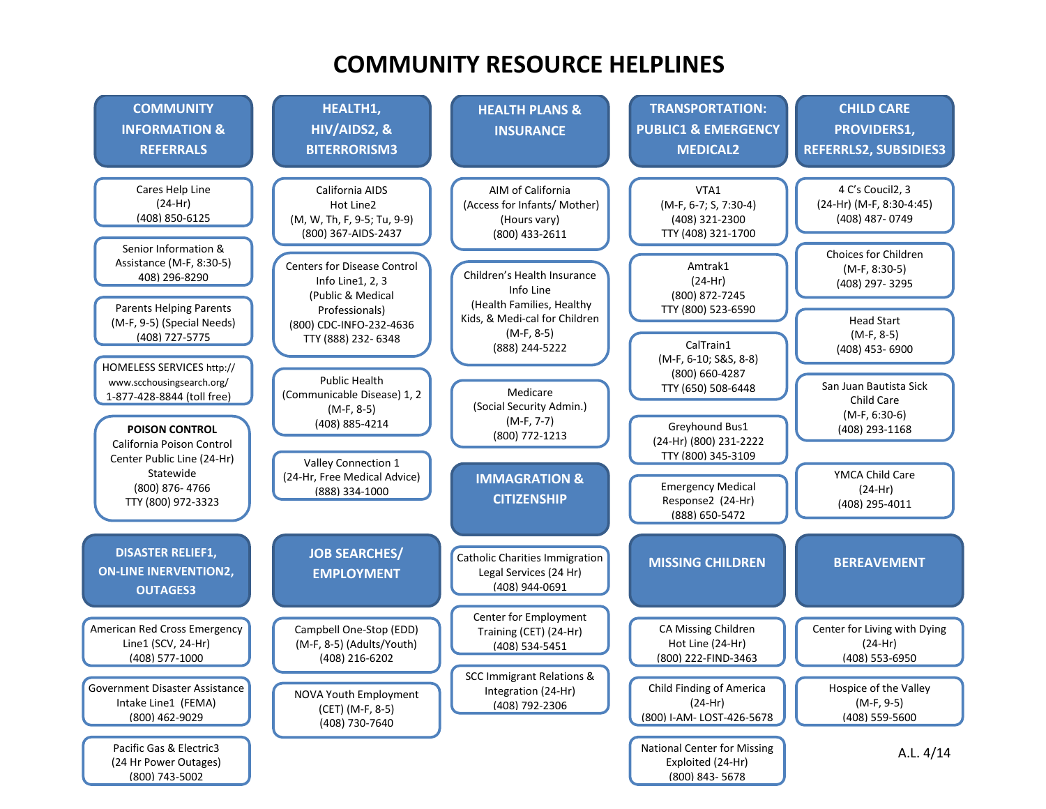# COMMUNITY RESOURCE HELPLINES

## COMMUNITY INFORMATION & REFERRALS

Cares Help Line
(24-Hr)
(408) 850-6125

Senior Information & Assistance (M-F, 8:30-5)
408) 296-8290

Parents Helping Parents
(M-F, 9-5) (Special Needs)
(408) 727-5775

HOMELESS SERVICES http://www.scchousingsearch.org/
1-877-428-8844 (toll free)

**POISON CONTROL**
California Poison Control Center Public Line (24-Hr)
Statewide
(800) 876- 4766
TTY (800) 972-3323

## HEALTH1, HIV/AIDS2, & BITERRORISM3

California AIDS Hot Line2
(M, W, Th, F, 9-5; Tu, 9-9)
(800) 367-AIDS-2437

Centers for Disease Control Info Line1, 2, 3
(Public & Medical Professionals)
(800) CDC-INFO-232-4636
TTY (888) 232- 6348

Public Health (Communicable Disease) 1, 2
(M-F, 8-5)
(408) 885-4214

Valley Connection 1
(24-Hr, Free Medical Advice)
(888) 334-1000

## HEALTH PLANS & INSURANCE

AIM of California
(Access for Infants/ Mother)
(Hours vary)
(800) 433-2611

Children's Health Insurance Info Line
(Health Families, Healthy Kids, & Medi-cal for Children
(M-F, 8-5)
(888) 244-5222

Medicare
(Social Security Admin.)
(M-F, 7-7)
(800) 772-1213

## TRANSPORTATION: PUBLIC1 & EMERGENCY MEDICAL2

VTA1
(M-F, 6-7; S, 7:30-4)
(408) 321-2300
TTY (408) 321-1700

Amtrak1
(24-Hr)
(800) 872-7245
TTY (800) 523-6590

CalTrain1
(M-F, 6-10; S&S, 8-8)
(800) 660-4287
TTY (650) 508-6448

Greyhound Bus1
(24-Hr) (800) 231-2222
TTY (800) 345-3109

Emergency Medical Response2 (24-Hr)
(888) 650-5472

## CHILD CARE PROVIDERS1, REFERRLS2, SUBSIDIES3

4 C's Coucil2, 3
(24-Hr) (M-F, 8:30-4:45)
(408) 487- 0749

Choices for Children
(M-F, 8:30-5)
(408) 297- 3295

Head Start
(M-F, 8-5)
(408) 453- 6900

San Juan Bautista Sick Child Care
(M-F, 6:30-6)
(408) 293-1168

YMCA Child Care
(24-Hr)
(408) 295-4011

## DISASTER RELIEF1, ON-LINE INERVENTION2, OUTAGES3

American Red Cross Emergency Line1 (SCV, 24-Hr)
(408) 577-1000

Government Disaster Assistance Intake Line1 (FEMA)
(800) 462-9029

Pacific Gas & Electric3
(24 Hr Power Outages)
(800) 743-5002

## JOB SEARCHES/ EMPLOYMENT

Campbell One-Stop (EDD)
(M-F, 8-5) (Adults/Youth)
(408) 216-6202

NOVA Youth Employment
(CET) (M-F, 8-5)
(408) 730-7640

## IMMAGRATION & CITIZENSHIP

Catholic Charities Immigration Legal Services (24 Hr)
(408) 944-0691

Center for Employment Training (CET) (24-Hr)
(408) 534-5451

SCC Immigrant Relations & Integration (24-Hr)
(408) 792-2306

## MISSING CHILDREN

CA Missing Children Hot Line (24-Hr)
(800) 222-FIND-3463

Child Finding of America
(24-Hr)
(800) I-AM- LOST-426-5678

National Center for Missing Exploited (24-Hr)
(800) 843- 5678

## BEREAVEMENT

Center for Living with Dying
(24-Hr)
(408) 553-6950

Hospice of the Valley
(M-F, 9-5)
(408) 559-5600

A.L. 4/14